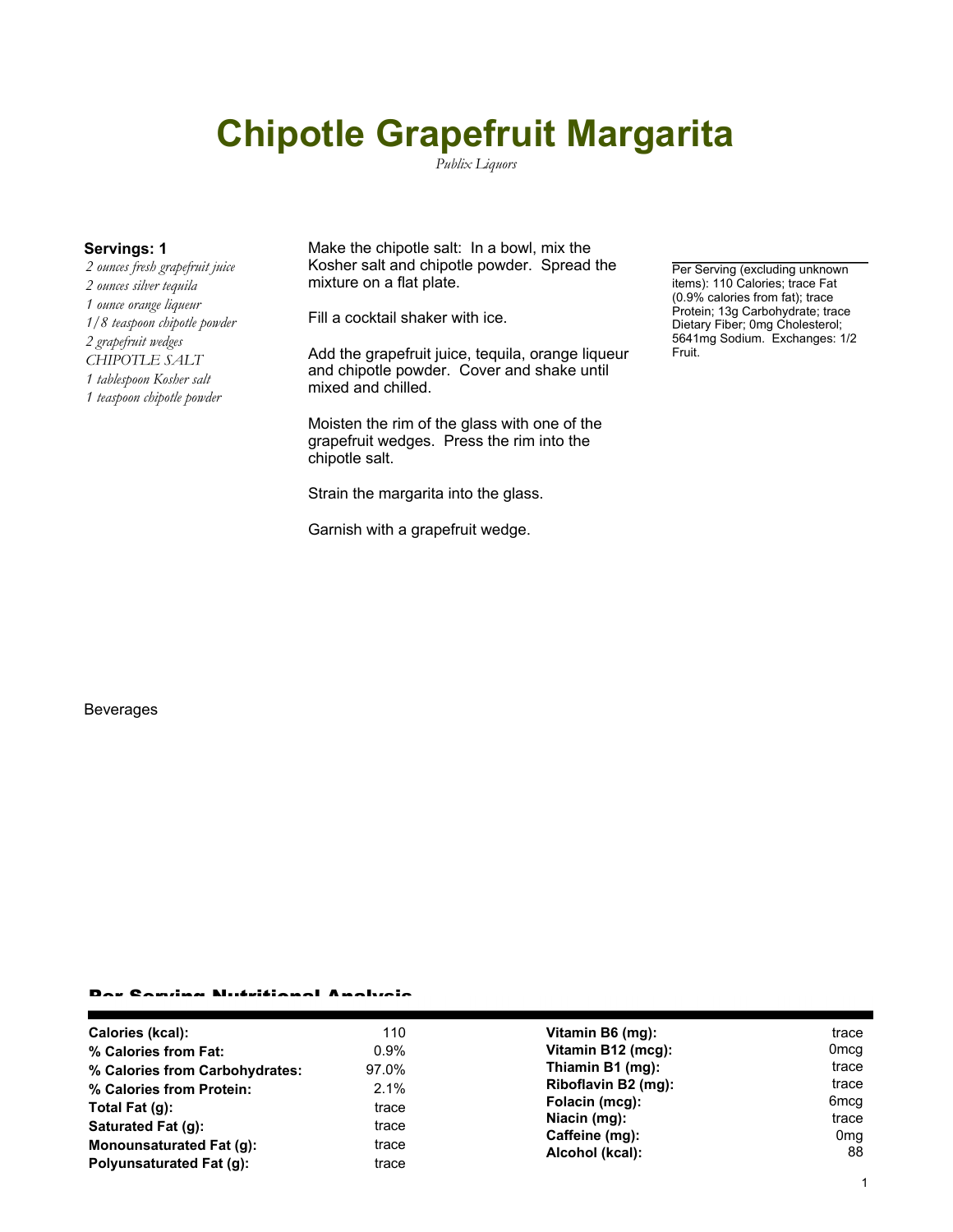# Chipotle Grapefruit Margarita

*Publix Liquors*

**Servings: 1**

*2 ounces fresh grapefruit juice*
*2 ounces silver tequila*
*1 ounce orange liqueur*
*1/8 teaspoon chipotle powder*
*2 grapefruit wedges*
*CHIPOTLE SALT*
*1 tablespoon Kosher salt*
*1 teaspoon chipotle powder*

Make the chipotle salt: In a bowl, mix the Kosher salt and chipotle powder. Spread the mixture on a flat plate.

Fill a cocktail shaker with ice.

Add the grapefruit juice, tequila, orange liqueur and chipotle powder. Cover and shake until mixed and chilled.

Moisten the rim of the glass with one of the grapefruit wedges. Press the rim into the chipotle salt.

Strain the margarita into the glass.

Garnish with a grapefruit wedge.

Per Serving (excluding unknown items): 110 Calories; trace Fat (0.9% calories from fat); trace Protein; 13g Carbohydrate; trace Dietary Fiber; 0mg Cholesterol; 5641mg Sodium. Exchanges: 1/2 Fruit.

Beverages

## Per Serving Nutritional Analysis

| | | | |
|---|---|---|---|
| **Calories (kcal):** | 110 | **Vitamin B6 (mg):** | trace |
| **% Calories from Fat:** | 0.9% | **Vitamin B12 (mcg):** | 0mcg |
| **% Calories from Carbohydrates:** | 97.0% | **Thiamin B1 (mg):** | trace |
| **% Calories from Protein:** | 2.1% | **Riboflavin B2 (mg):** | trace |
| **Total Fat (g):** | trace | **Folacin (mcg):** | 6mcg |
| **Saturated Fat (g):** | trace | **Niacin (mg):** | trace |
| **Monounsaturated Fat (g):** | trace | **Caffeine (mg):** | 0mg |
| **Polyunsaturated Fat (g):** | trace | **Alcohol (kcal):** | 88 |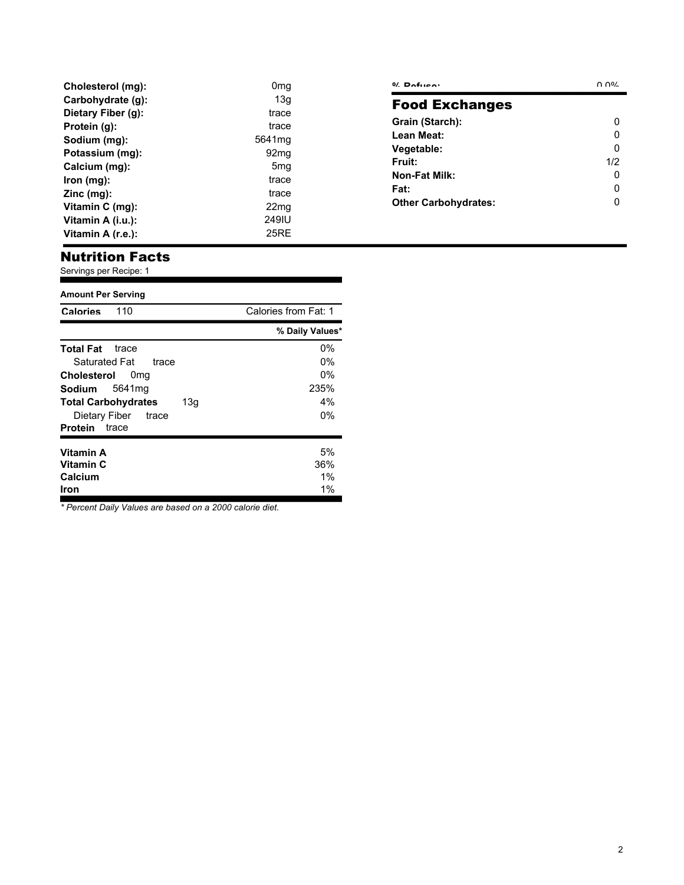| | |
|---|---|
| **Cholesterol (mg):** | 0mg |
| **Carbohydrate (g):** | 13g |
| **Dietary Fiber (g):** | trace |
| **Protein (g):** | trace |
| **Sodium (mg):** | 5641mg |
| **Potassium (mg):** | 92mg |
| **Calcium (mg):** | 5mg |
| **Iron (mg):** | trace |
| **Zinc (mg):** | trace |
| **Vitamin C (mg):** | 22mg |
| **Vitamin A (i.u.):** | 249IU |
| **Vitamin A (r.e.):** | 25RE |

| | |
|---|---|
| **% Refuse:** | 0.0% |

## Food Exchanges

| | |
|---|---|
| **Grain (Starch):** | 0 |
| **Lean Meat:** | 0 |
| **Vegetable:** | 0 |
| **Fruit:** | 1/2 |
| **Non-Fat Milk:** | 0 |
| **Fat:** | 0 |
| **Other Carbohydrates:** | 0 |

## Nutrition Facts

Servings per Recipe: 1

**Amount Per Serving**

**Calories** 110 — Calories from Fat: 1

| | % Daily Values* |
|---|---|
| **Total Fat** trace | 0% |
| Saturated Fat trace | 0% |
| **Cholesterol** 0mg | 0% |
| **Sodium** 5641mg | 235% |
| **Total Carbohydrates** 13g | 4% |
| Dietary Fiber trace | 0% |
| **Protein** trace | |
| **Vitamin A** | 5% |
| **Vitamin C** | 36% |
| **Calcium** | 1% |
| **Iron** | 1% |

*\* Percent Daily Values are based on a 2000 calorie diet.*